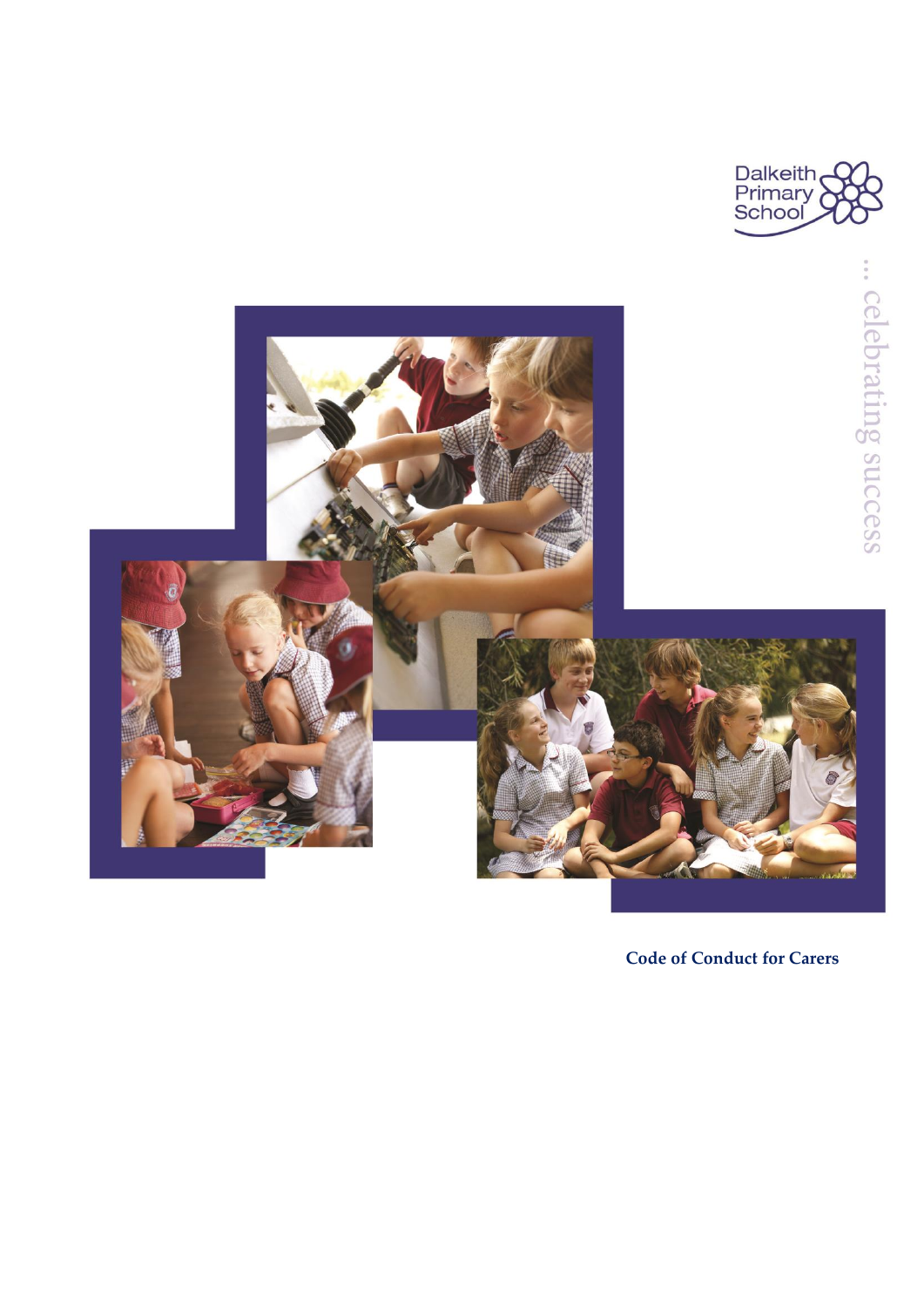Dalkeith Primary School

... celebrating success

# Code of Conduct for Carers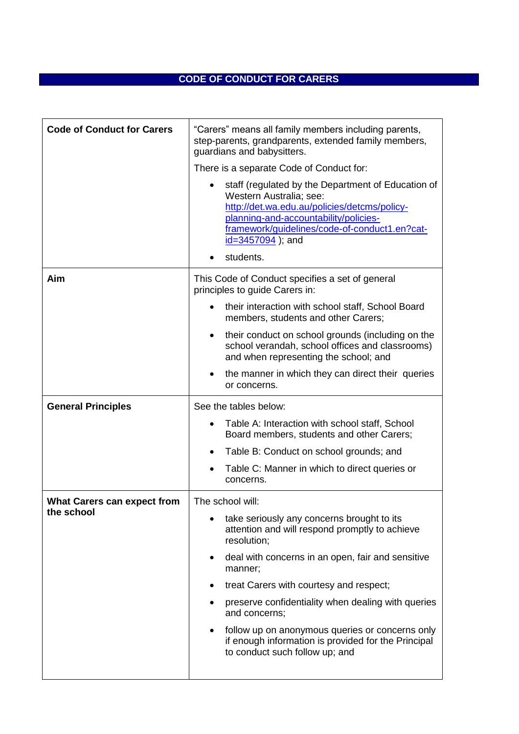## CODE OF CONDUCT FOR CARERS

| | |
|---|---|
| **Code of Conduct for Carers** | "Carers" means all family members including parents, step-parents, grandparents, extended family members, guardians and babysitters.<br><br>There is a separate Code of Conduct for:<br><br>• staff (regulated by the Department of Education of Western Australia; see: [http://det.wa.edu.au/policies/detcms/policy-planning-and-accountability/policies-framework/guidelines/code-of-conduct1.en?cat-id=3457094](http://det.wa.edu.au/policies/detcms/policy-planning-and-accountability/policies-framework/guidelines/code-of-conduct1.en?cat-id=3457094) ); and<br>• students. |
| **Aim** | This Code of Conduct specifies a set of general principles to guide Carers in:<br><br>• their interaction with school staff, School Board members, students and other Carers;<br>• their conduct on school grounds (including on the school verandah, school offices and classrooms) and when representing the school; and<br>• the manner in which they can direct their queries or concerns. |
| **General Principles** | See the tables below:<br><br>• Table A: Interaction with school staff, School Board members, students and other Carers;<br>• Table B: Conduct on school grounds; and<br>• Table C: Manner in which to direct queries or concerns. |
| **What Carers can expect from the school** | The school will:<br><br>• take seriously any concerns brought to its attention and will respond promptly to achieve resolution;<br>• deal with concerns in an open, fair and sensitive manner;<br>• treat Carers with courtesy and respect;<br>• preserve confidentiality when dealing with queries and concerns;<br>• follow up on anonymous queries or concerns only if enough information is provided for the Principal to conduct such follow up; and |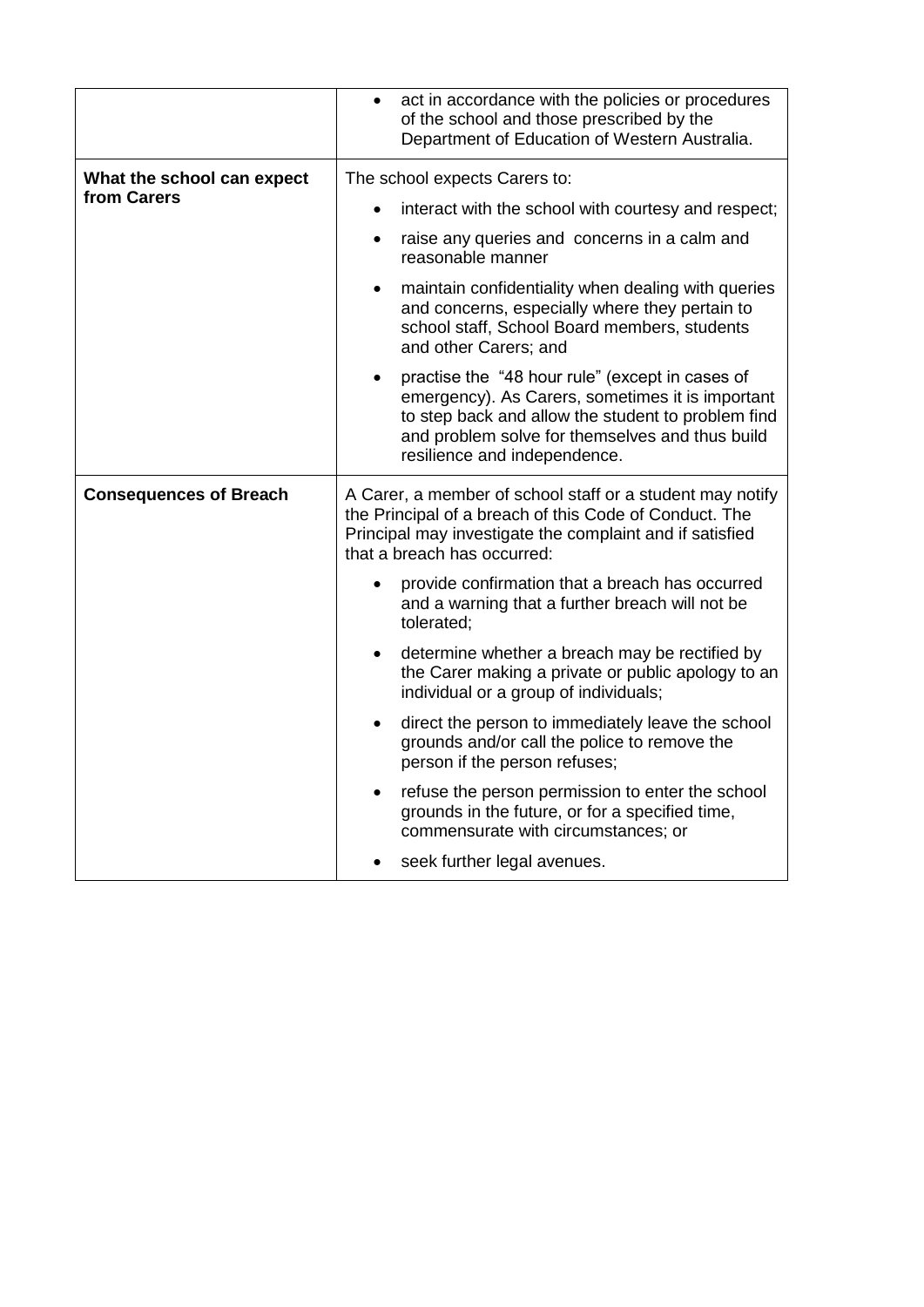| | |
|---|---|
| | • act in accordance with the policies or procedures of the school and those prescribed by the Department of Education of Western Australia. |
| **What the school can expect from Carers** | The school expects Carers to:<br>• interact with the school with courtesy and respect;<br>• raise any queries and concerns in a calm and reasonable manner<br>• maintain confidentiality when dealing with queries and concerns, especially where they pertain to school staff, School Board members, students and other Carers; and<br>• practise the "48 hour rule" (except in cases of emergency). As Carers, sometimes it is important to step back and allow the student to problem find and problem solve for themselves and thus build resilience and independence. |
| **Consequences of Breach** | A Carer, a member of school staff or a student may notify the Principal of a breach of this Code of Conduct. The Principal may investigate the complaint and if satisfied that a breach has occurred:<br>• provide confirmation that a breach has occurred and a warning that a further breach will not be tolerated;<br>• determine whether a breach may be rectified by the Carer making a private or public apology to an individual or a group of individuals;<br>• direct the person to immediately leave the school grounds and/or call the police to remove the person if the person refuses;<br>• refuse the person permission to enter the school grounds in the future, or for a specified time, commensurate with circumstances; or<br>• seek further legal avenues. |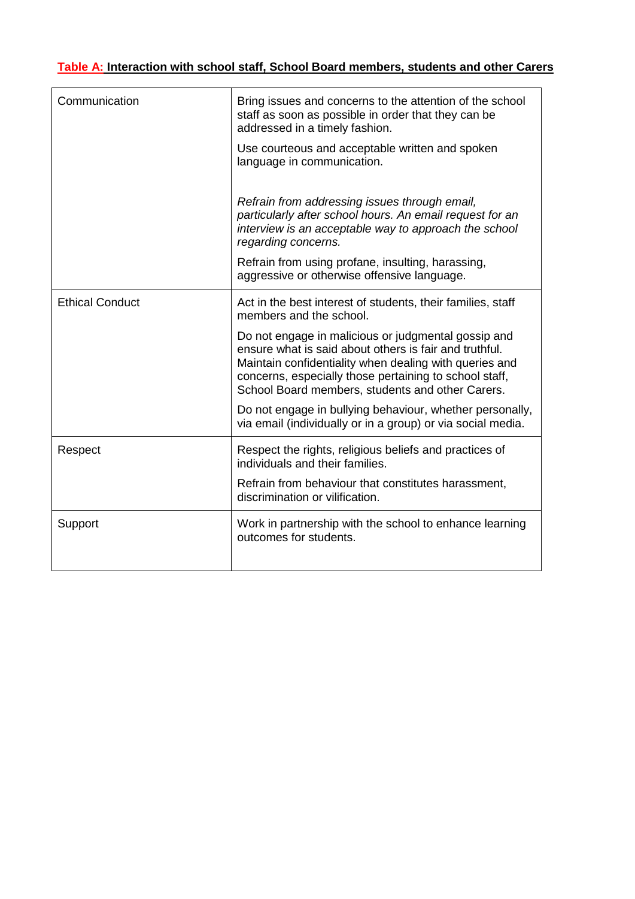**Table A: Interaction with school staff, School Board members, students and other Carers**

| | |
|---|---|
| Communication | Bring issues and concerns to the attention of the school staff as soon as possible in order that they can be addressed in a timely fashion.<br><br>Use courteous and acceptable written and spoken language in communication.<br><br>*Refrain from addressing issues through email, particularly after school hours. An email request for an interview is an acceptable way to approach the school regarding concerns.*<br><br>Refrain from using profane, insulting, harassing, aggressive or otherwise offensive language. |
| Ethical Conduct | Act in the best interest of students, their families, staff members and the school.<br><br>Do not engage in malicious or judgmental gossip and ensure what is said about others is fair and truthful. Maintain confidentiality when dealing with queries and concerns, especially those pertaining to school staff, School Board members, students and other Carers.<br><br>Do not engage in bullying behaviour, whether personally, via email (individually or in a group) or via social media. |
| Respect | Respect the rights, religious beliefs and practices of individuals and their families.<br><br>Refrain from behaviour that constitutes harassment, discrimination or vilification. |
| Support | Work in partnership with the school to enhance learning outcomes for students. |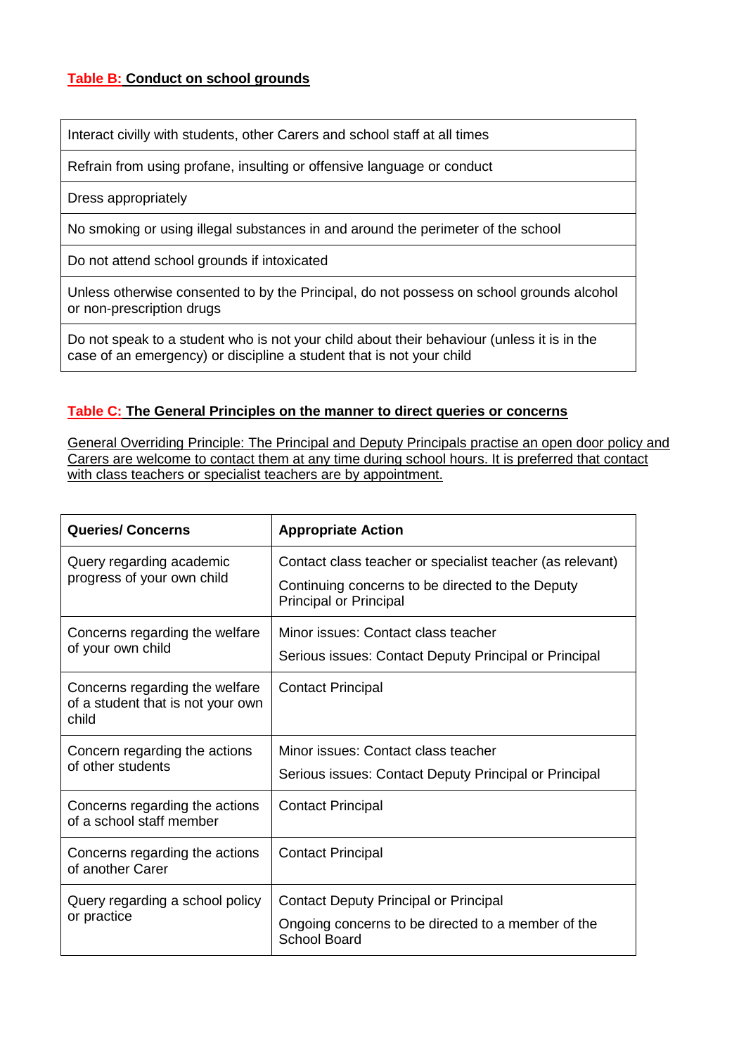**Table B: Conduct on school grounds**

| |
|---|
| Interact civilly with students, other Carers and school staff at all times |
| Refrain from using profane, insulting or offensive language or conduct |
| Dress appropriately |
| No smoking or using illegal substances in and around the perimeter of the school |
| Do not attend school grounds if intoxicated |
| Unless otherwise consented to by the Principal, do not possess on school grounds alcohol or non-prescription drugs |
| Do not speak to a student who is not your child about their behaviour (unless it is in the case of an emergency) or discipline a student that is not your child |

**Table C: The General Principles on the manner to direct queries or concerns**

General Overriding Principle: The Principal and Deputy Principals practise an open door policy and Carers are welcome to contact them at any time during school hours. It is preferred that contact with class teachers or specialist teachers are by appointment.

| Queries/ Concerns | Appropriate Action |
|---|---|
| Query regarding academic progress of your own child | Contact class teacher or specialist teacher (as relevant)<br>Continuing concerns to be directed to the Deputy Principal or Principal |
| Concerns regarding the welfare of your own child | Minor issues: Contact class teacher<br>Serious issues: Contact Deputy Principal or Principal |
| Concerns regarding the welfare of a student that is not your own child | Contact Principal |
| Concern regarding the actions of other students | Minor issues: Contact class teacher<br>Serious issues: Contact Deputy Principal or Principal |
| Concerns regarding the actions of a school staff member | Contact Principal |
| Concerns regarding the actions of another Carer | Contact Principal |
| Query regarding a school policy or practice | Contact Deputy Principal or Principal<br>Ongoing concerns to be directed to a member of the School Board |